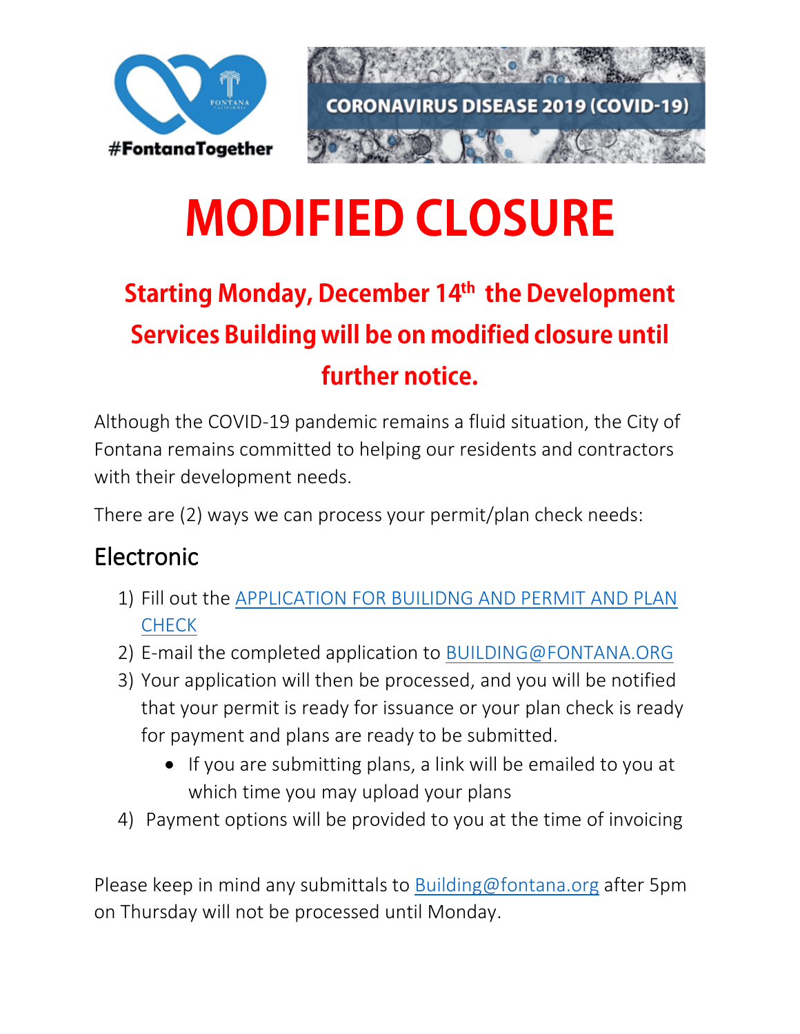#FontanaTogether

CORONAVIRUS DISEASE 2019 (COVID-19)

# MODIFIED CLOSURE

## Starting Monday, December 14th the Development Services Building will be on modified closure until further notice.

Although the COVID-19 pandemic remains a fluid situation, the City of Fontana remains committed to helping our residents and contractors with their development needs.

There are (2) ways we can process your permit/plan check needs:

## Electronic

1) Fill out the APPLICATION FOR BUILIDNG AND PERMIT AND PLAN CHECK
2) E-mail the completed application to BUILDING@FONTANA.ORG
3) Your application will then be processed, and you will be notified that your permit is ready for issuance or your plan check is ready for payment and plans are ready to be submitted.
    - If you are submitting plans, a link will be emailed to you at which time you may upload your plans
4) Payment options will be provided to you at the time of invoicing

Please keep in mind any submittals to Building@fontana.org after 5pm on Thursday will not be processed until Monday.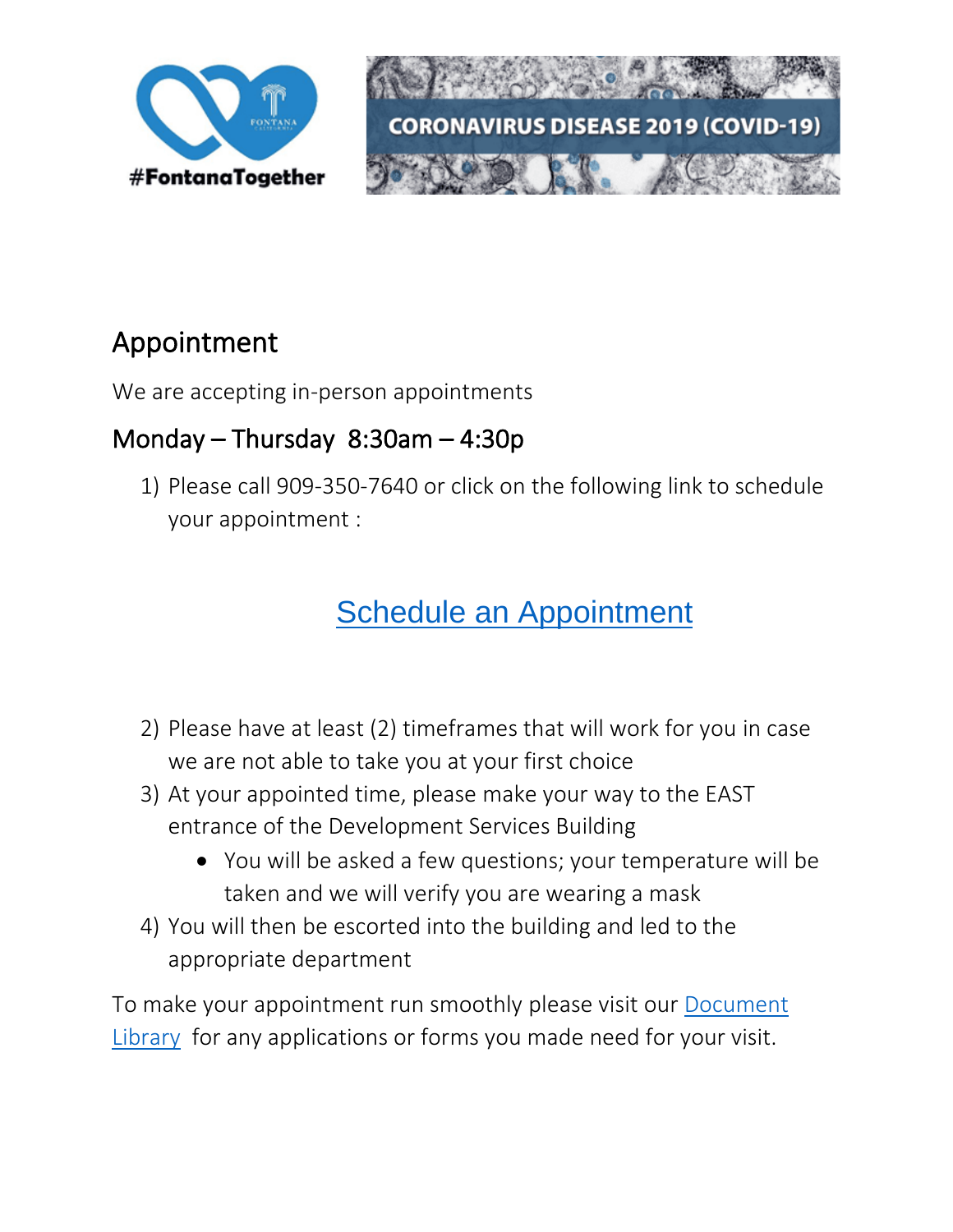#FontanaTogether

CORONAVIRUS DISEASE 2019 (COVID-19)

## Appointment

We are accepting in-person appointments

## Monday – Thursday 8:30am – 4:30p

1) Please call 909-350-7640 or click on the following link to schedule your appointment :

[Schedule an Appointment]

2) Please have at least (2) timeframes that will work for you in case we are not able to take you at your first choice
3) At your appointed time, please make your way to the EAST entrance of the Development Services Building
   - You will be asked a few questions; your temperature will be taken and we will verify you are wearing a mask
4) You will then be escorted into the building and led to the appropriate department

To make your appointment run smoothly please visit our Document Library for any applications or forms you made need for your visit.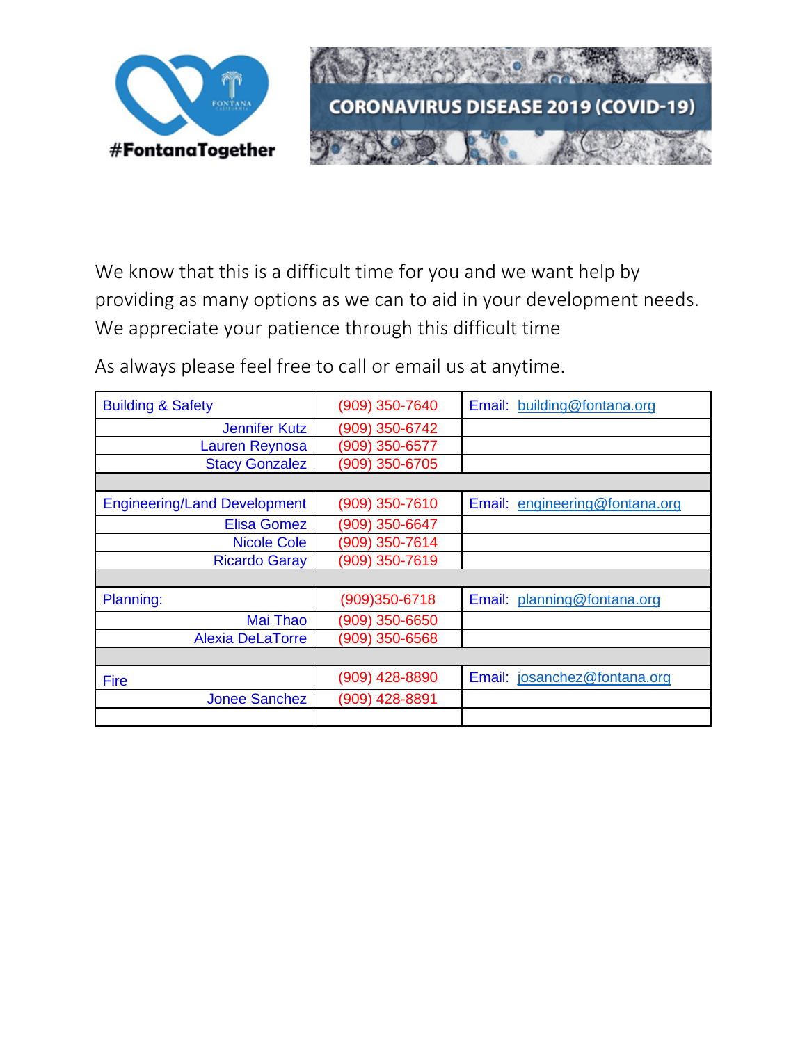#FontanaTogether

CORONAVIRUS DISEASE 2019 (COVID-19)

We know that this is a difficult time for you and we want help by providing as many options as we can to aid in your development needs. We appreciate your patience through this difficult time

As always please feel free to call or email us at anytime.

| | | |
|---|---|---|
| Building & Safety | (909) 350-7640 | Email: building@fontana.org |
| Jennifer Kutz | (909) 350-6742 | |
| Lauren Reynosa | (909) 350-6577 | |
| Stacy Gonzalez | (909) 350-6705 | |
| | | |
| Engineering/Land Development | (909) 350-7610 | Email: engineering@fontana.org |
| Elisa Gomez | (909) 350-6647 | |
| Nicole Cole | (909) 350-7614 | |
| Ricardo Garay | (909) 350-7619 | |
| | | |
| Planning: | (909)350-6718 | Email: planning@fontana.org |
| Mai Thao | (909) 350-6650 | |
| Alexia DeLaTorre | (909) 350-6568 | |
| | | |
| Fire | (909) 428-8890 | Email: josanchez@fontana.org |
| Jonee Sanchez | (909) 428-8891 | |
| | | |